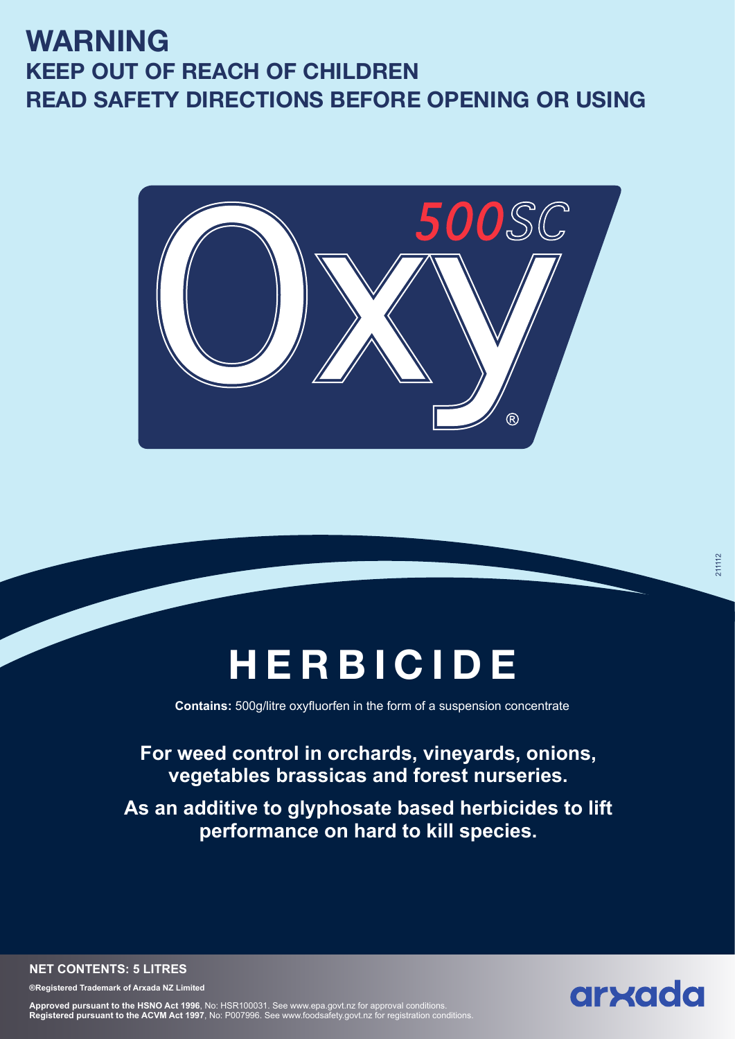# WARNING

## KEEP OUT OF REACH OF CHILDREN

## READ SAFETY DIRECTIONS BEFORE OPENING OR USING

# Oxy® 500SC

# HERBICIDE

**Contains:** 500g/litre oxyfluorfen in the form of a suspension concentrate

**For weed control in orchards, vineyards, onions, vegetables brassicas and forest nurseries.**

**As an additive to glyphosate based herbicides to lift performance on hard to kill species.**

**NET CONTENTS: 5 LITRES**

**®Registered Trademark of Arxada NZ Limited**

**Approved pursuant to the HSNO Act 1996**, No: HSR100031. See www.epa.govt.nz for approval conditions.
**Registered pursuant to the ACVM Act 1997**, No: P007996. See www.foodsafety.govt.nz for registration conditions.

arxada

211112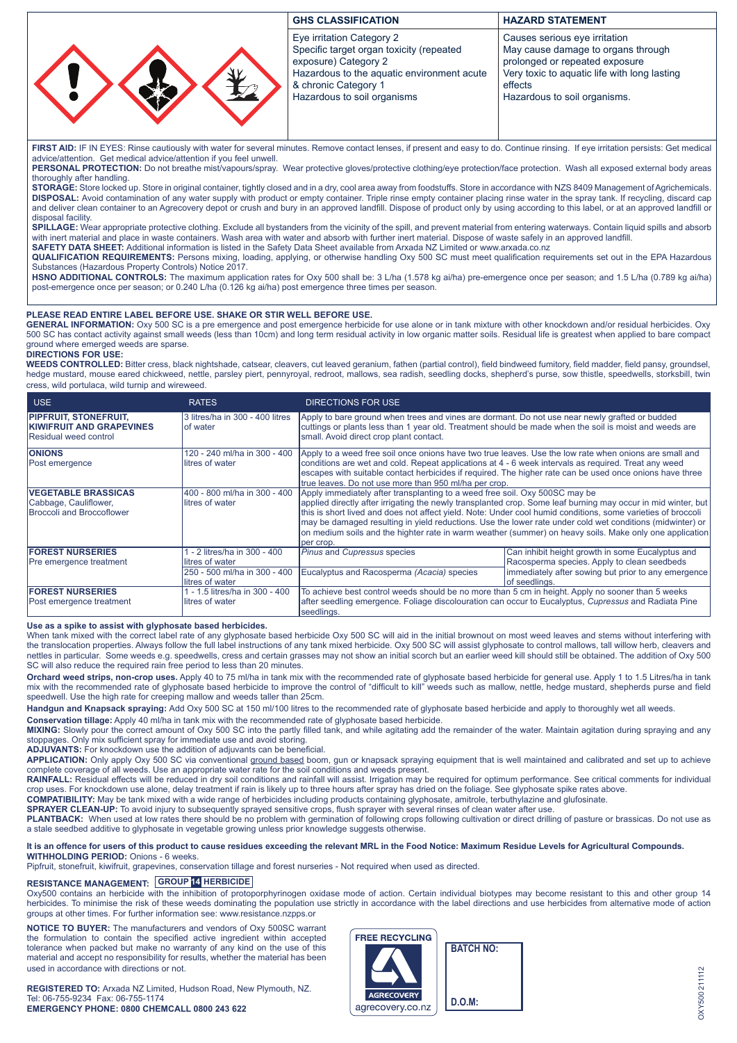| GHS CLASSIFICATION | HAZARD STATEMENT |
|---|---|
| Eye irritation Category 2<br>Specific target organ toxicity (repeated exposure) Category 2<br>Hazardous to the aquatic environment acute & chronic Category 1<br>Hazardous to soil organisms | Causes serious eye irritation<br>May cause damage to organs through prolonged or repeated exposure<br>Very toxic to aquatic life with long lasting effects<br>Hazardous to soil organisms. |

**FIRST AID:** IF IN EYES: Rinse cautiously with water for several minutes. Remove contact lenses, if present and easy to do. Continue rinsing. If eye irritation persists: Get medical advice/attention. Get medical advice/attention if you feel unwell.

**PERSONAL PROTECTION:** Do not breathe mist/vapours/spray. Wear protective gloves/protective clothing/eye protection/face protection. Wash all exposed external body areas thoroughly after handling.

**STORAGE:** Store locked up. Store in original container, tightly closed and in a dry, cool area away from foodstuffs. Store in accordance with NZS 8409 Management of Agrichemicals.

**DISPOSAL:** Avoid contamination of any water supply with product or empty container. Triple rinse empty container placing rinse water in the spray tank. If recycling, discard cap and deliver clean container to an Agrecovery depot or crush and bury in an approved landfill. Dispose of product only by using according to this label, or at an approved landfill or disposal facility.

**SPILLAGE:** Wear appropriate protective clothing. Exclude all bystanders from the vicinity of the spill, and prevent material from entering waterways. Contain liquid spills and absorb with inert material and place in waste containers. Wash area with water and absorb with further inert material. Dispose of waste safely in an approved landfill.

**SAFETY DATA SHEET:** Additional information is listed in the Safety Data Sheet available from Arxada NZ Limited or www.arxada.co.nz

**QUALIFICATION REQUIREMENTS:** Persons mixing, loading, applying, or otherwise handling Oxy 500 SC must meet qualification requirements set out in the EPA Hazardous Substances (Hazardous Property Controls) Notice 2017.

**HSNO ADDITIONAL CONTROLS:** The maximum application rates for Oxy 500 shall be: 3 L/ha (1.578 kg ai/ha) pre-emergence once per season; and 1.5 L/ha (0.789 kg ai/ha) post-emergence once per season; or 0.240 L/ha (0.126 kg ai/ha) post emergence three times per season.

**PLEASE READ ENTIRE LABEL BEFORE USE. SHAKE OR STIR WELL BEFORE USE.**

**GENERAL INFORMATION:** Oxy 500 SC is a pre emergence and post emergence herbicide for use alone or in tank mixture with other knockdown and/or residual herbicides. Oxy 500 SC has contact activity against small weeds (less than 10cm) and long term residual activity in low organic matter soils. Residual life is greatest when applied to bare compact ground where emerged weeds are sparse.

**DIRECTIONS FOR USE:**

**WEEDS CONTROLLED:** Bitter cress, black nightshade, catsear, cleavers, cut leaved geranium, fathen (partial control), field bindweed fumitory, field madder, field pansy, groundsel, hedge mustard, mouse eared chickweed, nettle, parsley piert, pennyroyal, redroot, mallows, sea radish, seedling docks, shepherd's purse, sow thistle, speedwells, storksbill, twin cress, wild portulaca, wild turnip and wireweed.

| USE | RATES | DIRECTIONS FOR USE | |
|---|---|---|---|
| **PIPFRUIT, STONEFRUIT, KIWIFRUIT AND GRAPEVINES**<br>Residual weed control | 3 litres/ha in 300 - 400 litres of water | Apply to bare ground when trees and vines are dormant. Do not use near newly grafted or budded cuttings or plants less than 1 year old. Treatment should be made when the soil is moist and weeds are small. Avoid direct crop plant contact. | |
| **ONIONS**<br>Post emergence | 120 - 240 ml/ha in 300 - 400 litres of water | Apply to a weed free soil once onions have two true leaves. Use the low rate when onions are small and conditions are wet and cold. Repeat applications at 4 - 6 week intervals as required. Treat any weed escapes with suitable contact herbicides if required. The higher rate can be used once onions have three true leaves. Do not use more than 950 ml/ha per crop. | |
| **VEGETABLE BRASSICAS**<br>Cabbage, Cauliflower, Broccoli and Broccoflower | 400 - 800 ml/ha in 300 - 400 litres of water | Apply immediately after transplanting to a weed free soil. Oxy 500SC may be applied directly after irrigating the newly transplanted crop. Some leaf burning may occur in mid winter, but this is short lived and does not affect yield. Note: Under cool humid conditions, some varieties of broccoli may be damaged resulting in yield reductions. Use the lower rate under cold wet conditions (midwinter) or on medium soils and the highter rate in warm weather (summer) on heavy soils. Make only one application per crop. | |
| **FOREST NURSERIES**<br>Pre emergence treatment | 1 - 2 litres/ha in 300 - 400 litres of water | *Pinus* and *Cupressus* species | Can inhibit height growth in some Eucalyptus and Racosperma species. Apply to clean seedbeds immediately after sowing but prior to any emergence of seedlings. |
| | 250 - 500 ml/ha in 300 - 400 litres of water | Eucalyptus and Racosperma *(Acacia)* species | |
| **FOREST NURSERIES**<br>Post emergence treatment | 1 - 1.5 litres/ha in 300 - 400 litres of water | To achieve best control weeds should be no more than 5 cm in height. Apply no sooner than 5 weeks after seedling emergence. Foliage discolouration can occur to Eucalyptus, *Cupressus* and Radiata Pine seedlings. | |

**Use as a spike to assist with glyphosate based herbicides.**

When tank mixed with the correct label rate of any glyphosate based herbicide Oxy 500 SC will aid in the initial brownout on most weed leaves and stems without interfering with the translocation properties. Always follow the full label instructions of any tank mixed herbicide. Oxy 500 SC will assist glyphosate to control mallows, tall willow herb, cleavers and nettles in particular. Some weeds e.g. speedwells, cress and certain grasses may not show an initial scorch but an earlier weed kill should still be obtained. The addition of Oxy 500 SC will also reduce the required rain free period to less than 20 minutes.

**Orchard weed strips, non-crop uses.** Apply 40 to 75 ml/ha in tank mix with the recommended rate of glyphosate based herbicide for general use. Apply 1 to 1.5 Litres/ha in tank mix with the recommended rate of glyphosate based herbicide to improve the control of "difficult to kill" weeds such as mallow, nettle, hedge mustard, shepherds purse and field speedwell. Use the high rate for creeping mallow and weeds taller than 25cm.

**Handgun and Knapsack spraying:** Add Oxy 500 SC at 150 ml/100 litres to the recommended rate of glyphosate based herbicide and apply to thoroughly wet all weeds.

**Conservation tillage:** Apply 40 ml/ha in tank mix with the recommended rate of glyphosate based herbicide.

**MIXING:** Slowly pour the correct amount of Oxy 500 SC into the partly filled tank, and while agitating add the remainder of the water. Maintain agitation during spraying and any stoppages. Only mix sufficient spray for immediate use and avoid storing.

**ADJUVANTS:** For knockdown use the addition of adjuvants can be beneficial.

**APPLICATION:** Only apply Oxy 500 SC via conventional ground based boom, gun or knapsack spraying equipment that is well maintained and calibrated and set up to achieve complete coverage of all weeds. Use an appropriate water rate for the soil conditions and weeds present.

**RAINFALL:** Residual effects will be reduced in dry soil conditions and rainfall will assist. Irrigation may be required for optimum performance. See critical comments for individual crop uses. For knockdown use alone, delay treatment if rain is likely up to three hours after spray has dried on the foliage. See glyphosate spike rates above.

**COMPATIBILITY:** May be tank mixed with a wide range of herbicides including products containing glyphosate, amitrole, terbuthylazine and glufosinate.

**SPRAYER CLEAN-UP:** To avoid injury to subsequently sprayed sensitive crops, flush sprayer with several rinses of clean water after use.

**PLANTBACK:** When used at low rates there should be no problem with germination of following crops following cultivation or direct drilling of pasture or brassicas. Do not use as a stale seedbed additive to glyphosate in vegetable growing unless prior knowledge suggests otherwise.

**It is an offence for users of this product to cause residues exceeding the relevant MRL in the Food Notice: Maximum Residue Levels for Agricultural Compounds.**

**WITHHOLDING PERIOD:** Onions - 6 weeks.

Pipfruit, stonefruit, kiwifruit, grapevines, conservation tillage and forest nurseries - Not required when used as directed.

**RESISTANCE MANAGEMENT:** **GROUP 14 HERBICIDE**

Oxy500 contains an herbicide with the inhibition of protoporphyrinogen oxidase mode of action. Certain individual biotypes may become resistant to this and other group 14 herbicides. To minimise the risk of these weeds dominating the population use strictly in accordance with the label directions and use herbicides from alternative mode of action groups at other times. For further information see: www.resistance.nzpps.or

**NOTICE TO BUYER:** The manufacturers and vendors of Oxy 500SC warrant the formulation to contain the specified active ingredient within accepted tolerance when packed but make no warranty of any kind on the use of this material and accept no responsibility for results, whether the material has been used in accordance with directions or not.

**REGISTERED TO:** Arxada NZ Limited, Hudson Road, New Plymouth, NZ.
Tel: 06-755-9234 Fax: 06-755-1174
**EMERGENCY PHONE: 0800 CHEMCALL 0800 243 622**

**FREE RECYCLING**
AGRECOVERY
agrecovery.co.nz

**BATCH NO:**

**D.O.M:**

OXY500 211112